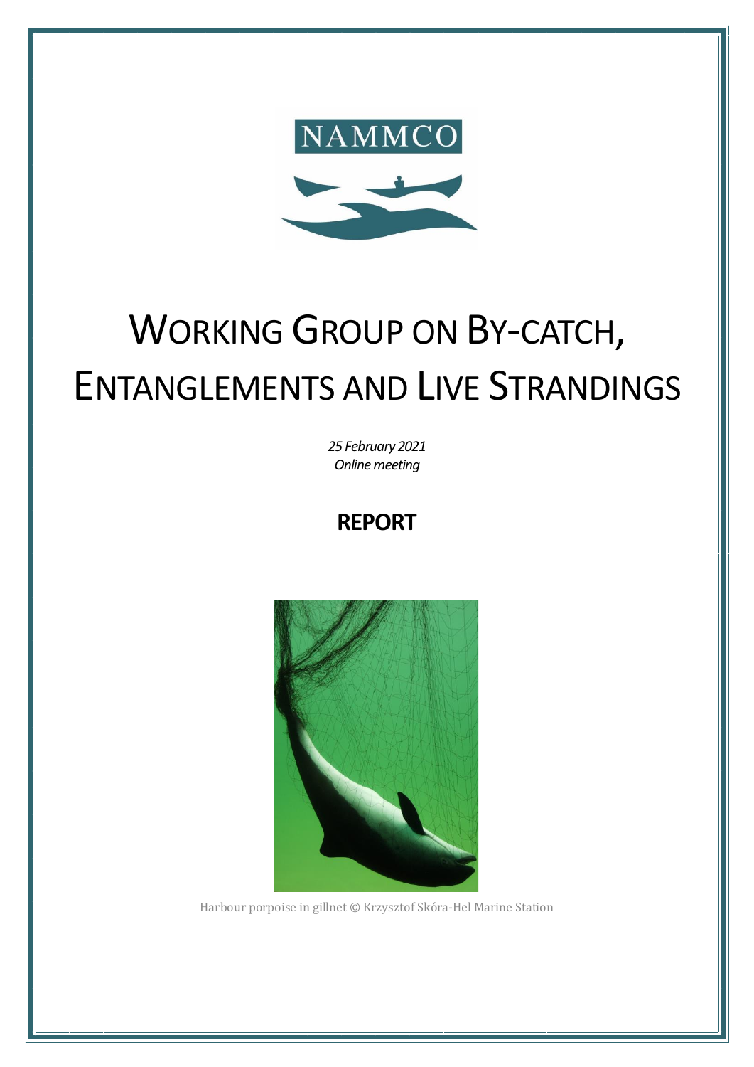NAMMCO

# Working Group on By-catch, Entanglements and Live Strandings

*25 February 2021*
*Online meeting*

## REPORT

Harbour porpoise in gillnet © Krzysztof Skóra-Hel Marine Station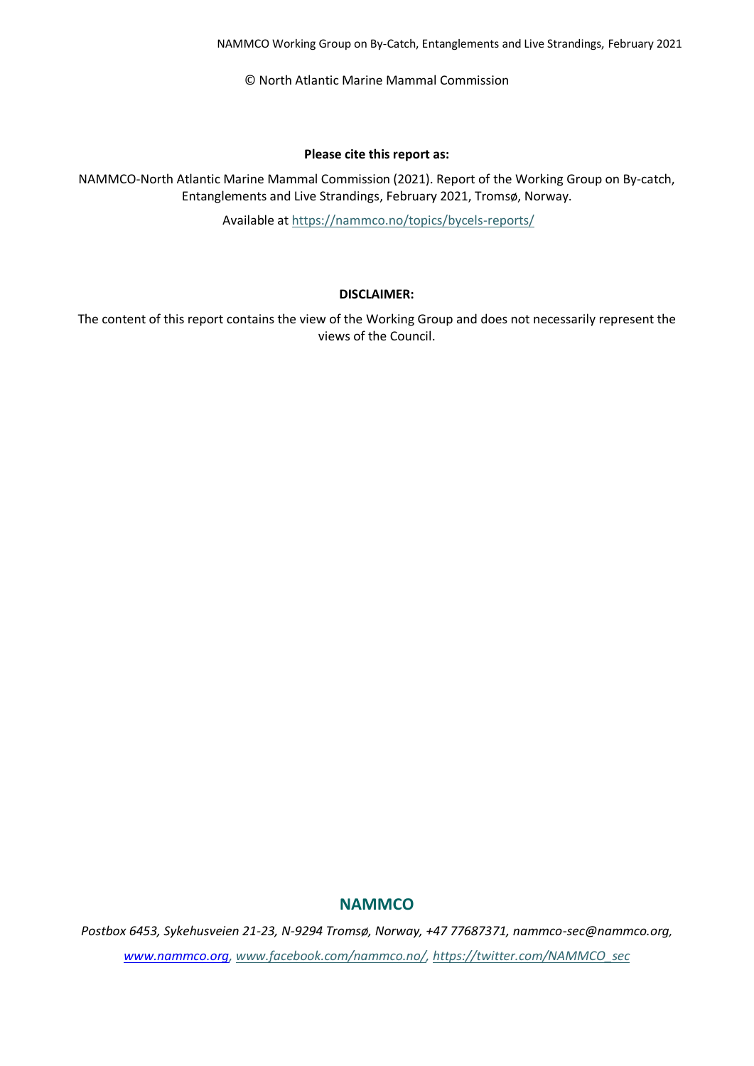© North Atlantic Marine Mammal Commission

**Please cite this report as:**

NAMMCO-North Atlantic Marine Mammal Commission (2021). Report of the Working Group on By-catch, Entanglements and Live Strandings, February 2021, Tromsø, Norway.

Available at https://nammco.no/topics/bycels-reports/

**DISCLAIMER:**

The content of this report contains the view of the Working Group and does not necessarily represent the views of the Council.

**NAMMCO**

*Postbox 6453, Sykehusveien 21-23, N-9294 Tromsø, Norway, +47 77687371, nammco-sec@nammco.org,*

*www.nammco.org, www.facebook.com/nammco.no/, https://twitter.com/NAMMCO_sec*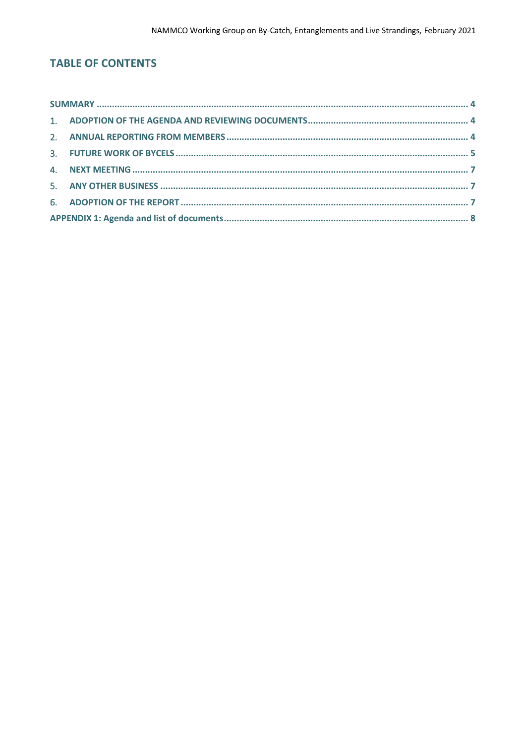## TABLE OF CONTENTS

- SUMMARY ........................................................................................................................................ 4
- 1. ADOPTION OF THE AGENDA AND REVIEWING DOCUMENTS ............................................................ 4
- 2. ANNUAL REPORTING FROM MEMBERS ............................................................................................ 4
- 3. FUTURE WORK OF BYCELS ................................................................................................................ 5
- 4. NEXT MEETING ................................................................................................................................. 7
- 5. ANY OTHER BUSINESS ....................................................................................................................... 7
- 6. ADOPTION OF THE REPORT .............................................................................................................. 7
- APPENDIX 1: Agenda and list of documents ............................................................................................ 8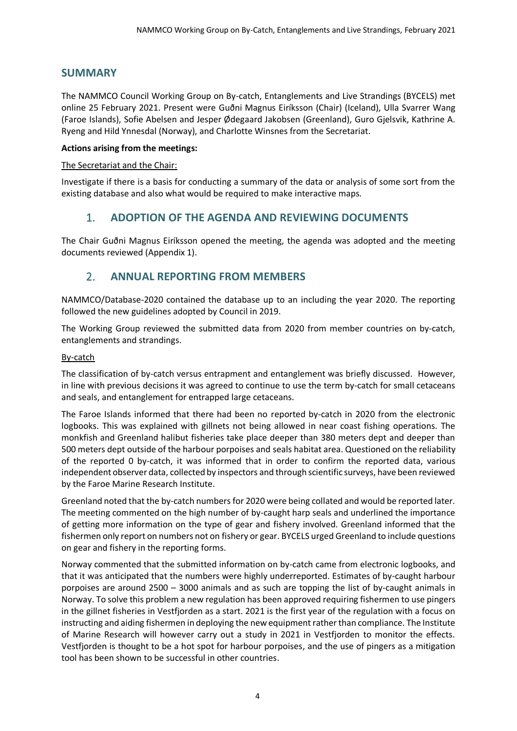## SUMMARY

The NAMMCO Council Working Group on By-catch, Entanglements and Live Strandings (BYCELS) met online 25 February 2021. Present were Guðni Magnus Eiríksson (Chair) (Iceland), Ulla Svarrer Wang (Faroe Islands), Sofie Abelsen and Jesper Ødegaard Jakobsen (Greenland), Guro Gjelsvik, Kathrine A. Ryeng and Hild Ynnesdal (Norway), and Charlotte Winsnes from the Secretariat.

**Actions arising from the meetings:**

The Secretariat and the Chair:

Investigate if there is a basis for conducting a summary of the data or analysis of some sort from the existing database and also what would be required to make interactive maps.

## 1. ADOPTION OF THE AGENDA AND REVIEWING DOCUMENTS

The Chair Guðni Magnus Eiríksson opened the meeting, the agenda was adopted and the meeting documents reviewed (Appendix 1).

## 2. ANNUAL REPORTING FROM MEMBERS

NAMMCO/Database-2020 contained the database up to an including the year 2020. The reporting followed the new guidelines adopted by Council in 2019.

The Working Group reviewed the submitted data from 2020 from member countries on by-catch, entanglements and strandings.

By-catch

The classification of by-catch versus entrapment and entanglement was briefly discussed. However, in line with previous decisions it was agreed to continue to use the term by-catch for small cetaceans and seals, and entanglement for entrapped large cetaceans.

The Faroe Islands informed that there had been no reported by-catch in 2020 from the electronic logbooks. This was explained with gillnets not being allowed in near coast fishing operations. The monkfish and Greenland halibut fisheries take place deeper than 380 meters dept and deeper than 500 meters dept outside of the harbour porpoises and seals habitat area. Questioned on the reliability of the reported 0 by-catch, it was informed that in order to confirm the reported data, various independent observer data, collected by inspectors and through scientific surveys, have been reviewed by the Faroe Marine Research Institute.

Greenland noted that the by-catch numbers for 2020 were being collated and would be reported later. The meeting commented on the high number of by-caught harp seals and underlined the importance of getting more information on the type of gear and fishery involved. Greenland informed that the fishermen only report on numbers not on fishery or gear. BYCELS urged Greenland to include questions on gear and fishery in the reporting forms.

Norway commented that the submitted information on by-catch came from electronic logbooks, and that it was anticipated that the numbers were highly underreported. Estimates of by-caught harbour porpoises are around 2500 – 3000 animals and as such are topping the list of by-caught animals in Norway. To solve this problem a new regulation has been approved requiring fishermen to use pingers in the gillnet fisheries in Vestfjorden as a start. 2021 is the first year of the regulation with a focus on instructing and aiding fishermen in deploying the new equipment rather than compliance. The Institute of Marine Research will however carry out a study in 2021 in Vestfjorden to monitor the effects. Vestfjorden is thought to be a hot spot for harbour porpoises, and the use of pingers as a mitigation tool has been shown to be successful in other countries.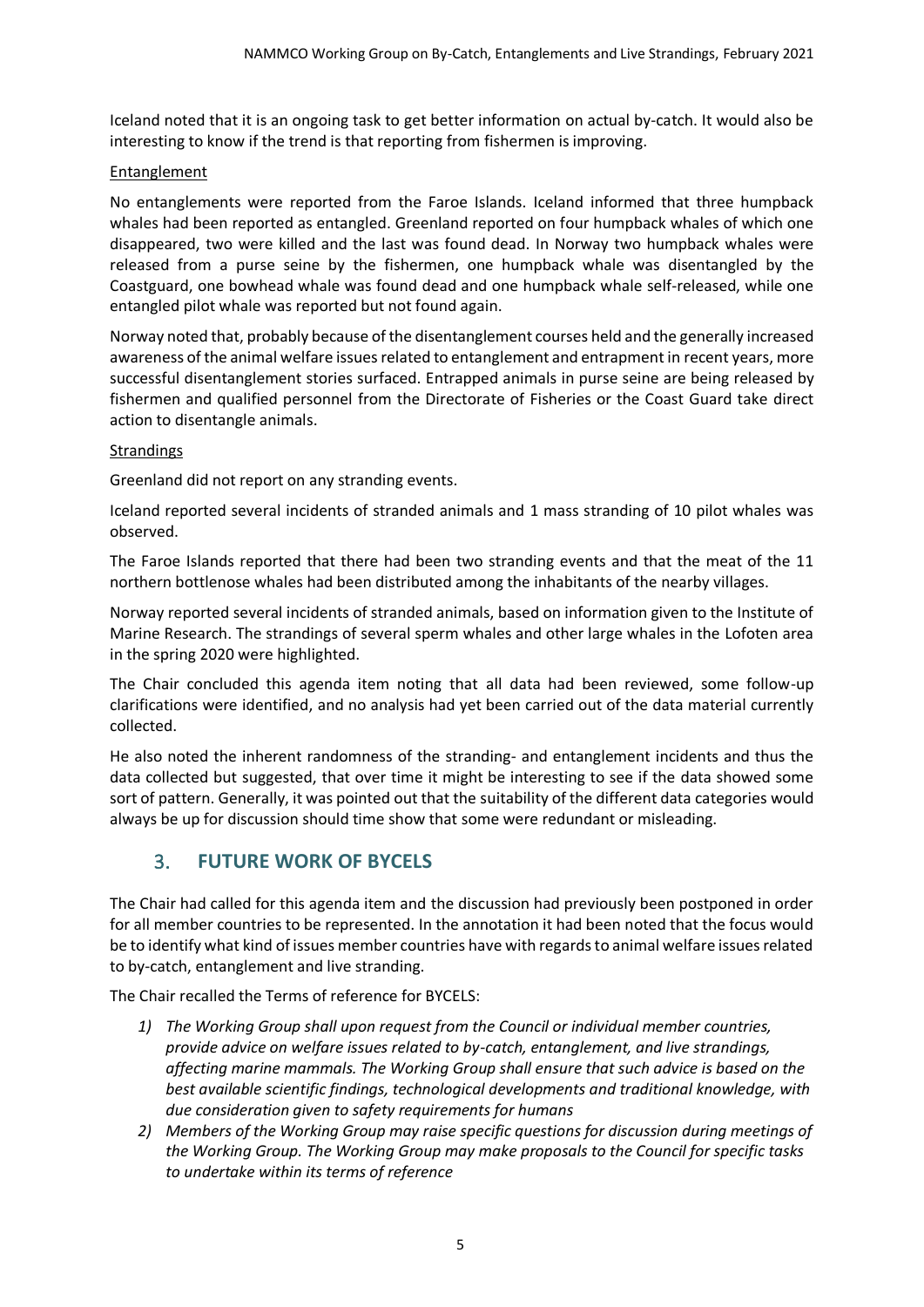Iceland noted that it is an ongoing task to get better information on actual by-catch. It would also be interesting to know if the trend is that reporting from fishermen is improving.

Entanglement

No entanglements were reported from the Faroe Islands. Iceland informed that three humpback whales had been reported as entangled. Greenland reported on four humpback whales of which one disappeared, two were killed and the last was found dead. In Norway two humpback whales were released from a purse seine by the fishermen, one humpback whale was disentangled by the Coastguard, one bowhead whale was found dead and one humpback whale self-released, while one entangled pilot whale was reported but not found again.

Norway noted that, probably because of the disentanglement courses held and the generally increased awareness of the animal welfare issues related to entanglement and entrapment in recent years, more successful disentanglement stories surfaced. Entrapped animals in purse seine are being released by fishermen and qualified personnel from the Directorate of Fisheries or the Coast Guard take direct action to disentangle animals.

Strandings

Greenland did not report on any stranding events.

Iceland reported several incidents of stranded animals and 1 mass stranding of 10 pilot whales was observed.

The Faroe Islands reported that there had been two stranding events and that the meat of the 11 northern bottlenose whales had been distributed among the inhabitants of the nearby villages.

Norway reported several incidents of stranded animals, based on information given to the Institute of Marine Research. The strandings of several sperm whales and other large whales in the Lofoten area in the spring 2020 were highlighted.

The Chair concluded this agenda item noting that all data had been reviewed, some follow-up clarifications were identified, and no analysis had yet been carried out of the data material currently collected.

He also noted the inherent randomness of the stranding- and entanglement incidents and thus the data collected but suggested, that over time it might be interesting to see if the data showed some sort of pattern. Generally, it was pointed out that the suitability of the different data categories would always be up for discussion should time show that some were redundant or misleading.

## 3. FUTURE WORK OF BYCELS

The Chair had called for this agenda item and the discussion had previously been postponed in order for all member countries to be represented. In the annotation it had been noted that the focus would be to identify what kind of issues member countries have with regards to animal welfare issues related to by-catch, entanglement and live stranding.

The Chair recalled the Terms of reference for BYCELS:

1) *The Working Group shall upon request from the Council or individual member countries, provide advice on welfare issues related to by-catch, entanglement, and live strandings, affecting marine mammals. The Working Group shall ensure that such advice is based on the best available scientific findings, technological developments and traditional knowledge, with due consideration given to safety requirements for humans*
2) *Members of the Working Group may raise specific questions for discussion during meetings of the Working Group. The Working Group may make proposals to the Council for specific tasks to undertake within its terms of reference*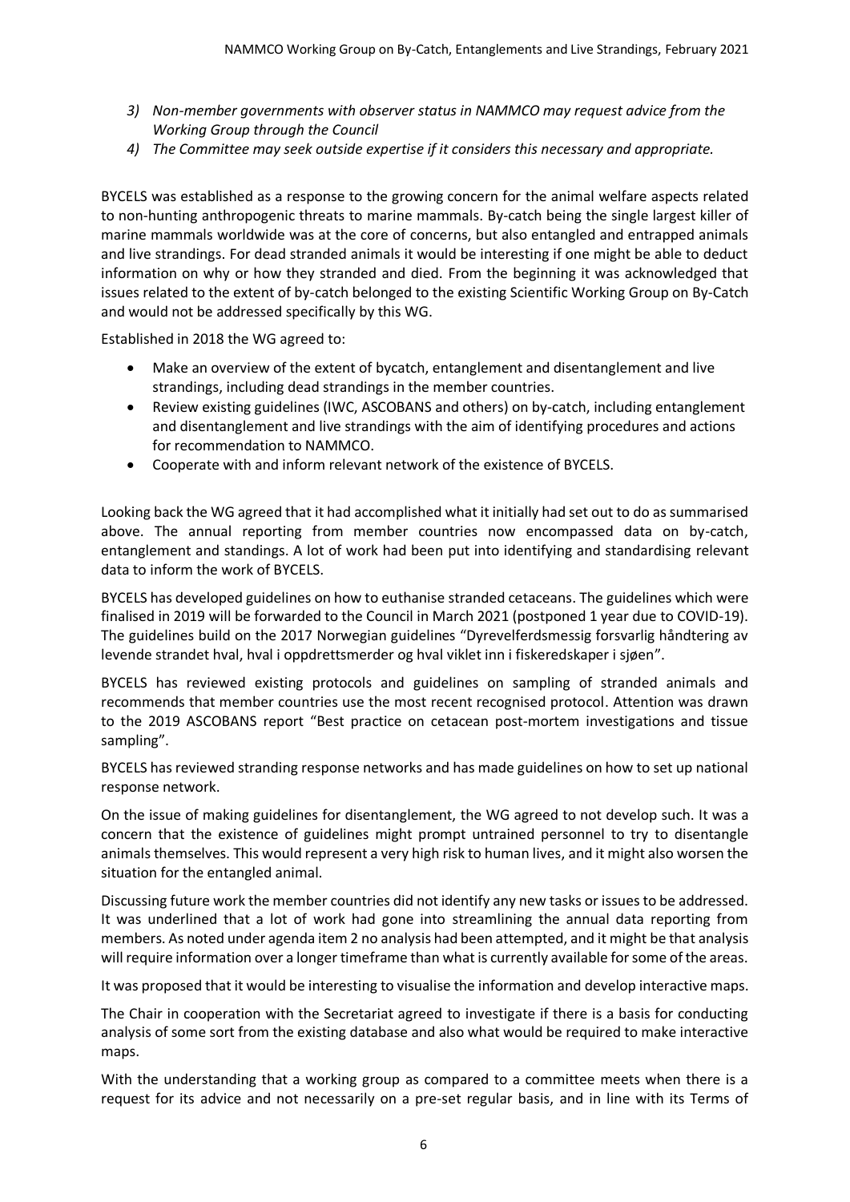3) *Non-member governments with observer status in NAMMCO may request advice from the Working Group through the Council*
4) *The Committee may seek outside expertise if it considers this necessary and appropriate.*

BYCELS was established as a response to the growing concern for the animal welfare aspects related to non-hunting anthropogenic threats to marine mammals. By-catch being the single largest killer of marine mammals worldwide was at the core of concerns, but also entangled and entrapped animals and live strandings. For dead stranded animals it would be interesting if one might be able to deduct information on why or how they stranded and died. From the beginning it was acknowledged that issues related to the extent of by-catch belonged to the existing Scientific Working Group on By-Catch and would not be addressed specifically by this WG.

Established in 2018 the WG agreed to:

- Make an overview of the extent of bycatch, entanglement and disentanglement and live strandings, including dead strandings in the member countries.
- Review existing guidelines (IWC, ASCOBANS and others) on by-catch, including entanglement and disentanglement and live strandings with the aim of identifying procedures and actions for recommendation to NAMMCO.
- Cooperate with and inform relevant network of the existence of BYCELS.

Looking back the WG agreed that it had accomplished what it initially had set out to do as summarised above. The annual reporting from member countries now encompassed data on by-catch, entanglement and standings. A lot of work had been put into identifying and standardising relevant data to inform the work of BYCELS.

BYCELS has developed guidelines on how to euthanise stranded cetaceans. The guidelines which were finalised in 2019 will be forwarded to the Council in March 2021 (postponed 1 year due to COVID-19). The guidelines build on the 2017 Norwegian guidelines "Dyrevelferdsmessig forsvarlig håndtering av levende strandet hval, hval i oppdrettsmerder og hval viklet inn i fiskeredskaper i sjøen".

BYCELS has reviewed existing protocols and guidelines on sampling of stranded animals and recommends that member countries use the most recent recognised protocol. Attention was drawn to the 2019 ASCOBANS report "Best practice on cetacean post-mortem investigations and tissue sampling".

BYCELS has reviewed stranding response networks and has made guidelines on how to set up national response network.

On the issue of making guidelines for disentanglement, the WG agreed to not develop such. It was a concern that the existence of guidelines might prompt untrained personnel to try to disentangle animals themselves. This would represent a very high risk to human lives, and it might also worsen the situation for the entangled animal.

Discussing future work the member countries did not identify any new tasks or issues to be addressed. It was underlined that a lot of work had gone into streamlining the annual data reporting from members. As noted under agenda item 2 no analysis had been attempted, and it might be that analysis will require information over a longer timeframe than what is currently available for some of the areas.

It was proposed that it would be interesting to visualise the information and develop interactive maps.

The Chair in cooperation with the Secretariat agreed to investigate if there is a basis for conducting analysis of some sort from the existing database and also what would be required to make interactive maps.

With the understanding that a working group as compared to a committee meets when there is a request for its advice and not necessarily on a pre-set regular basis, and in line with its Terms of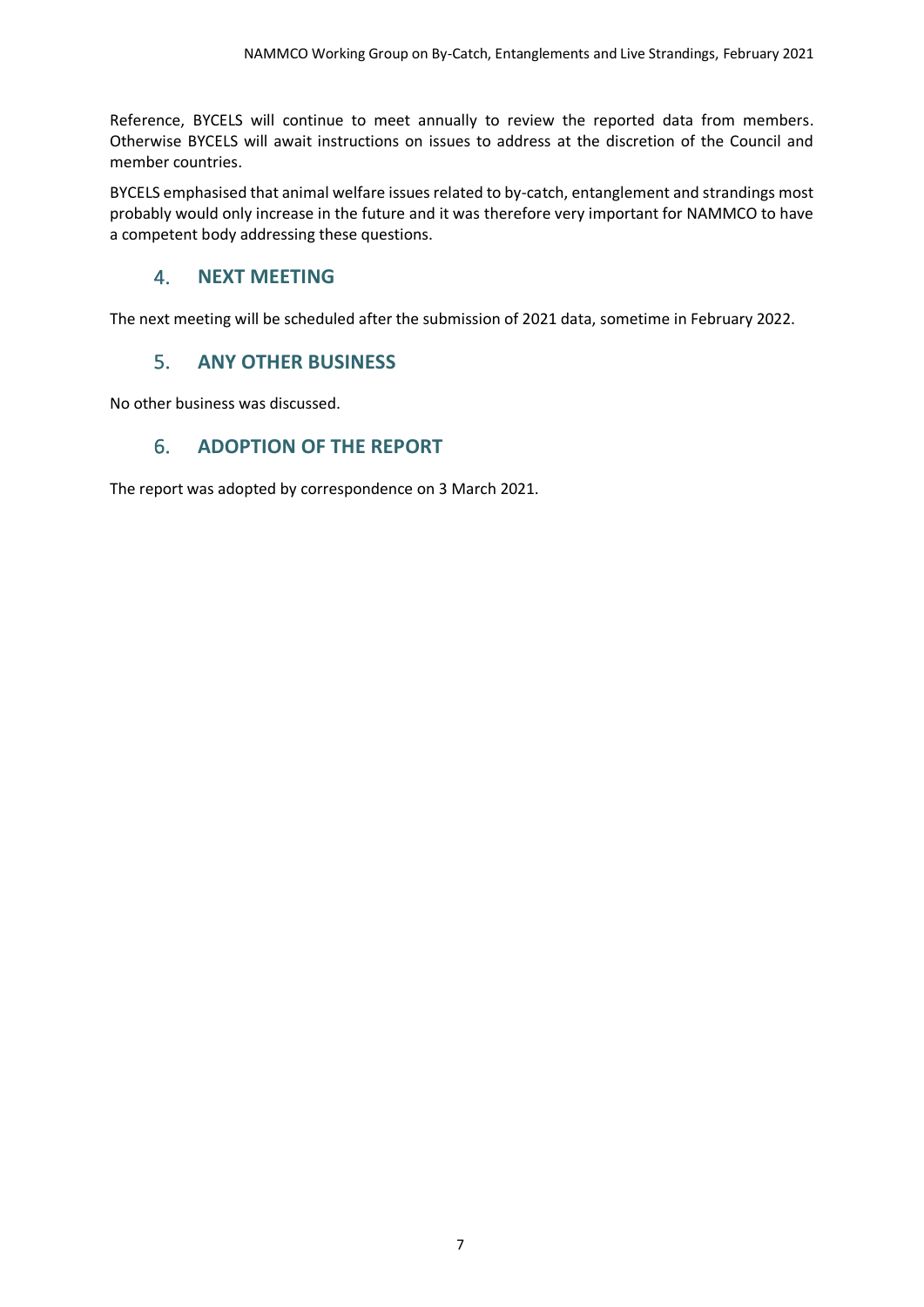Reference, BYCELS will continue to meet annually to review the reported data from members. Otherwise BYCELS will await instructions on issues to address at the discretion of the Council and member countries.

BYCELS emphasised that animal welfare issues related to by-catch, entanglement and strandings most probably would only increase in the future and it was therefore very important for NAMMCO to have a competent body addressing these questions.

## 4. NEXT MEETING

The next meeting will be scheduled after the submission of 2021 data, sometime in February 2022.

## 5. ANY OTHER BUSINESS

No other business was discussed.

## 6. ADOPTION OF THE REPORT

The report was adopted by correspondence on 3 March 2021.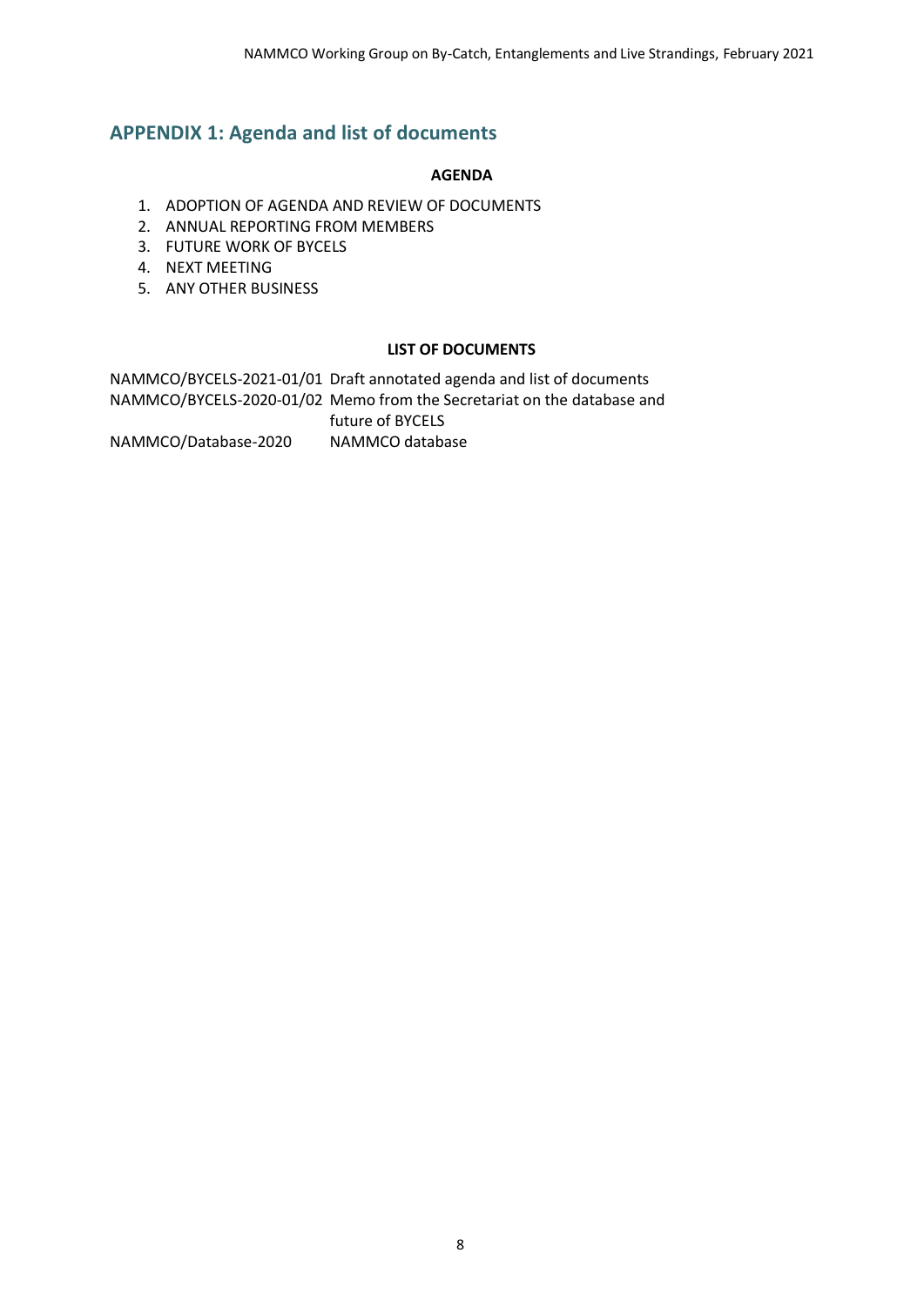## APPENDIX 1: Agenda and list of documents

**AGENDA**

1. ADOPTION OF AGENDA AND REVIEW OF DOCUMENTS
2. ANNUAL REPORTING FROM MEMBERS
3. FUTURE WORK OF BYCELS
4. NEXT MEETING
5. ANY OTHER BUSINESS

**LIST OF DOCUMENTS**

| | |
|---|---|
| NAMMCO/BYCELS-2021-01/01 | Draft annotated agenda and list of documents |
| NAMMCO/BYCELS-2020-01/02 | Memo from the Secretariat on the database and future of BYCELS |
| NAMMCO/Database-2020 | NAMMCO database |